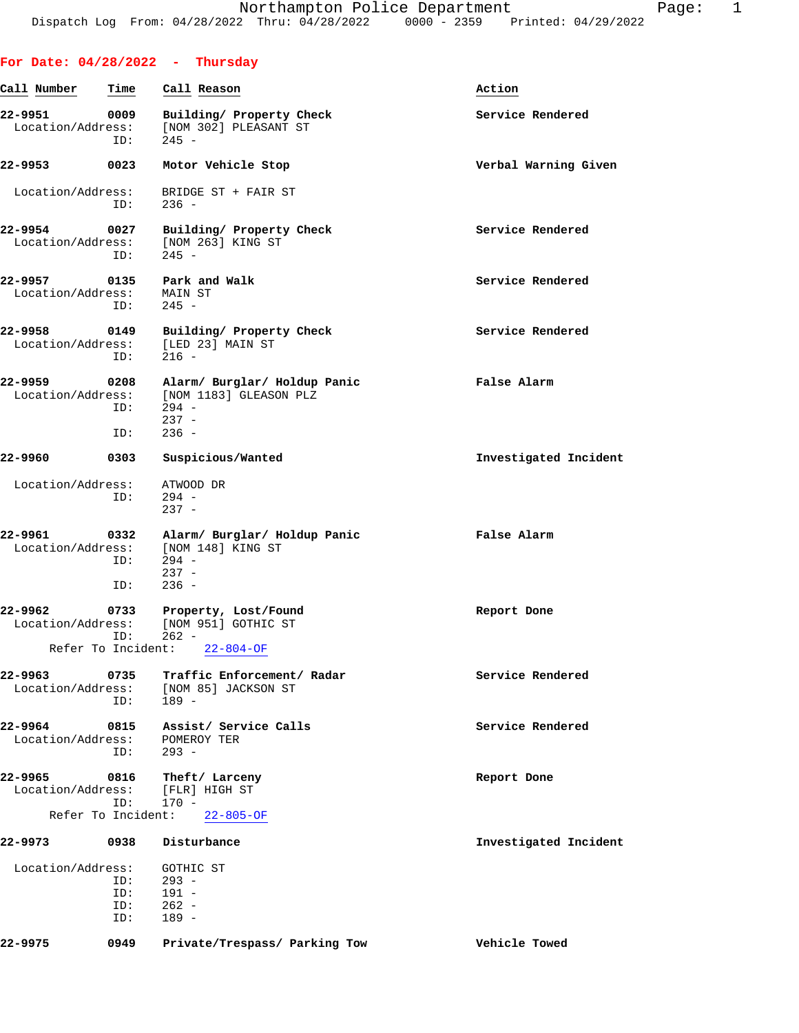Dispatch Log From: 04/28/2022 Thru: 04/28/2022 0000 - 2359 Printed: 04/29/2022

## For Date: 04/28/2022 - Thursday

| Call Number | Time | Call Reason | Action |
|---|---|---|---|
| 22-9951 | 0009 | Building/ Property Check | Service Rendered |

Location/Address: [NOM 302] PLEASANT ST
ID: 245 -

| 22-9953 | 0023 | Motor Vehicle Stop | Verbal Warning Given |
|---|---|---|---|

Location/Address: BRIDGE ST + FAIR ST
ID: 236 -

| 22-9954 | 0027 | Building/ Property Check | Service Rendered |
|---|---|---|---|

Location/Address: [NOM 263] KING ST
ID: 245 -

| 22-9957 | 0135 | Park and Walk | Service Rendered |
|---|---|---|---|

Location/Address: MAIN ST
ID: 245 -

| 22-9958 | 0149 | Building/ Property Check | Service Rendered |
|---|---|---|---|

Location/Address: [LED 23] MAIN ST
ID: 216 -

| 22-9959 | 0208 | Alarm/ Burglar/ Holdup Panic | False Alarm |
|---|---|---|---|

Location/Address: [NOM 1183] GLEASON PLZ
ID: 294 -
237 -
ID: 236 -

| 22-9960 | 0303 | Suspicious/Wanted | Investigated Incident |
|---|---|---|---|

Location/Address: ATWOOD DR
ID: 294 -
237 -

| 22-9961 | 0332 | Alarm/ Burglar/ Holdup Panic | False Alarm |
|---|---|---|---|

Location/Address: [NOM 148] KING ST
ID: 294 -
237 -
ID: 236 -

| 22-9962 | 0733 | Property, Lost/Found | Report Done |
|---|---|---|---|

Location/Address: [NOM 951] GOTHIC ST
ID: 262 -
Refer To Incident: 22-804-OF

| 22-9963 | 0735 | Traffic Enforcement/ Radar | Service Rendered |
|---|---|---|---|

Location/Address: [NOM 85] JACKSON ST
ID: 189 -

| 22-9964 | 0815 | Assist/ Service Calls | Service Rendered |
|---|---|---|---|

Location/Address: POMEROY TER
ID: 293 -

| 22-9965 | 0816 | Theft/ Larceny | Report Done |
|---|---|---|---|

Location/Address: [FLR] HIGH ST
ID: 170 -
Refer To Incident: 22-805-OF

| 22-9973 | 0938 | Disturbance | Investigated Incident |
|---|---|---|---|

Location/Address: GOTHIC ST
ID: 293 -
ID: 191 -
ID: 262 -
ID: 189 -

| 22-9975 | 0949 | Private/Trespass/ Parking Tow | Vehicle Towed |
|---|---|---|---|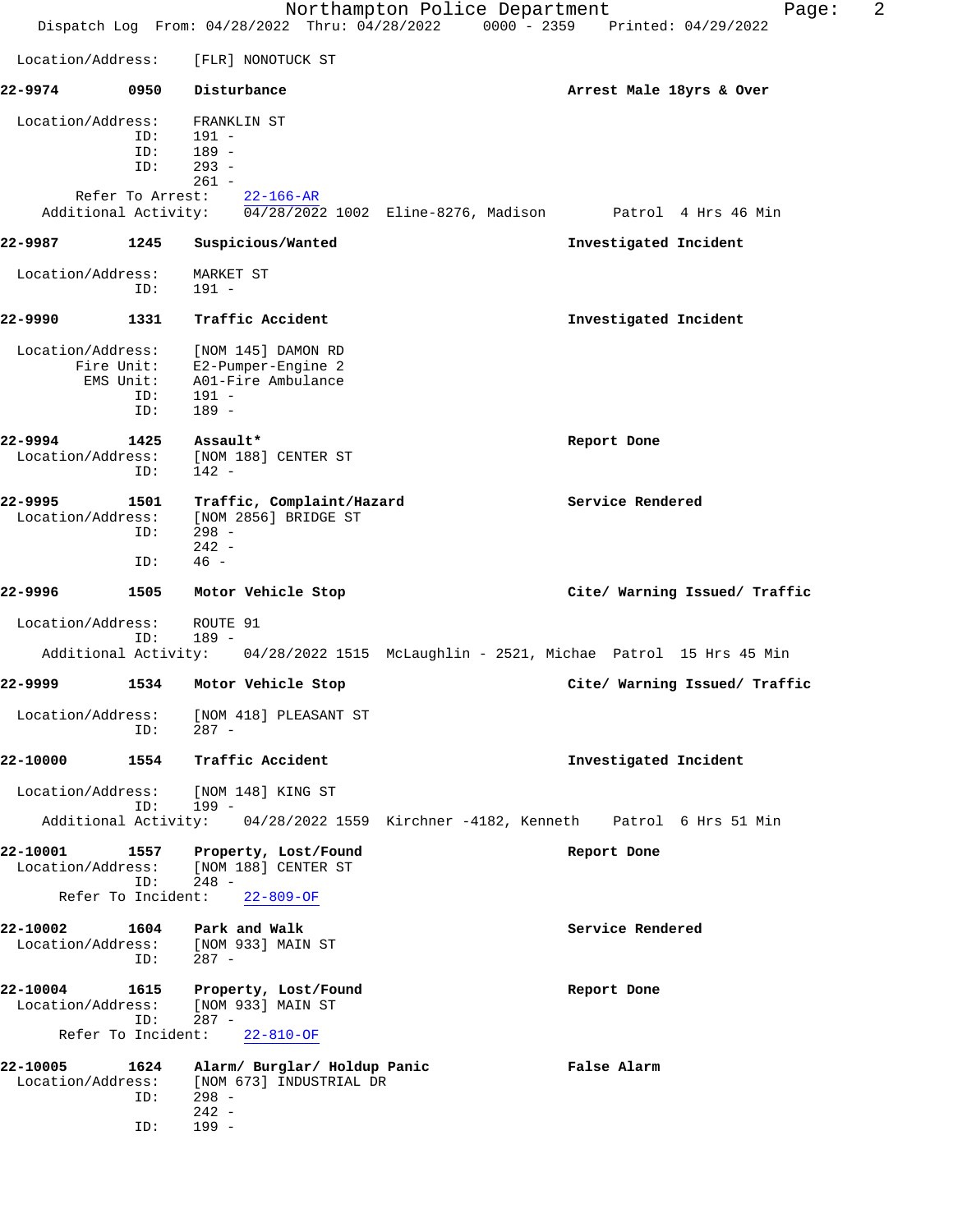Location/Address: [FLR] NONOTUCK ST

**22-9974 0950 Disturbance** — **Arrest Male 18yrs & Over**

Location/Address: FRANKLIN ST
ID: 191 -
ID: 189 -
ID: 293 -
261 -
Refer To Arrest: 22-166-AR
Additional Activity: 04/28/2022 1002 Eline-8276, Madison Patrol 4 Hrs 46 Min

**22-9987 1245 Suspicious/Wanted** — **Investigated Incident**

Location/Address: MARKET ST
ID: 191 -

**22-9990 1331 Traffic Accident** — **Investigated Incident**

Location/Address: [NOM 145] DAMON RD
Fire Unit: E2-Pumper-Engine 2
EMS Unit: A01-Fire Ambulance
ID: 191 -
ID: 189 -

**22-9994 1425 Assault*** — **Report Done**
Location/Address: [NOM 188] CENTER ST
ID: 142 -

**22-9995 1501 Traffic, Complaint/Hazard** — **Service Rendered**
Location/Address: [NOM 2856] BRIDGE ST
ID: 298 -
242 -
ID: 46 -

**22-9996 1505 Motor Vehicle Stop** — **Cite/ Warning Issued/ Traffic**

Location/Address: ROUTE 91
ID: 189 -
Additional Activity: 04/28/2022 1515 McLaughlin - 2521, Michae Patrol 15 Hrs 45 Min

**22-9999 1534 Motor Vehicle Stop** — **Cite/ Warning Issued/ Traffic**

Location/Address: [NOM 418] PLEASANT ST
ID: 287 -

**22-10000 1554 Traffic Accident** — **Investigated Incident**

Location/Address: [NOM 148] KING ST
ID: 199 -
Additional Activity: 04/28/2022 1559 Kirchner -4182, Kenneth Patrol 6 Hrs 51 Min

**22-10001 1557 Property, Lost/Found** — **Report Done**
Location/Address: [NOM 188] CENTER ST
ID: 248 -
Refer To Incident: 22-809-OF

**22-10002 1604 Park and Walk** — **Service Rendered**
Location/Address: [NOM 933] MAIN ST
ID: 287 -

**22-10004 1615 Property, Lost/Found** — **Report Done**
Location/Address: [NOM 933] MAIN ST
ID: 287 -
Refer To Incident: 22-810-OF

**22-10005 1624 Alarm/ Burglar/ Holdup Panic** — **False Alarm**
Location/Address: [NOM 673] INDUSTRIAL DR
ID: 298 -
242 -
ID: 199 -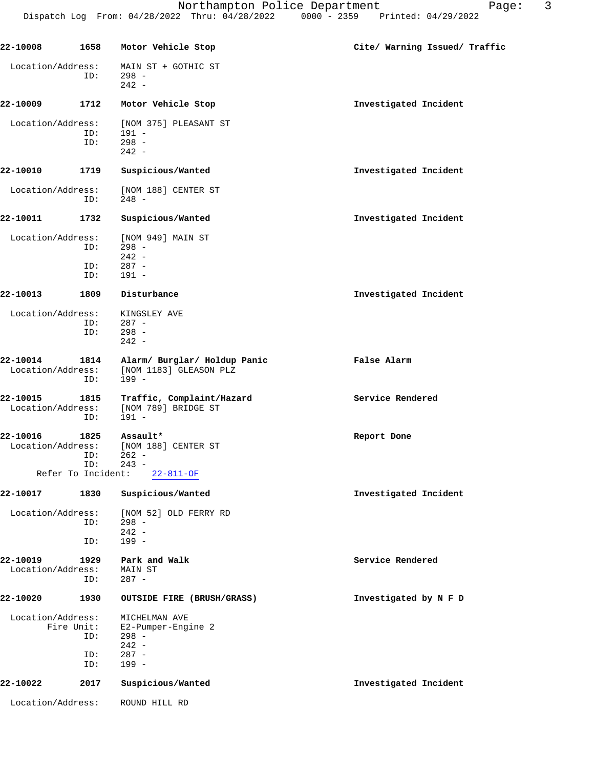**22-10008** **1658** **Motor Vehicle Stop** **Cite/ Warning Issued/ Traffic**

Location/Address: MAIN ST + GOTHIC ST
ID: 298 -
242 -

**22-10009** **1712** **Motor Vehicle Stop** **Investigated Incident**

Location/Address: [NOM 375] PLEASANT ST
ID: 191 -
ID: 298 -
242 -

**22-10010** **1719** **Suspicious/Wanted** **Investigated Incident**

Location/Address: [NOM 188] CENTER ST
ID: 248 -

**22-10011** **1732** **Suspicious/Wanted** **Investigated Incident**

Location/Address: [NOM 949] MAIN ST
ID: 298 -
242 -
ID: 287 -
ID: 191 -

**22-10013** **1809** **Disturbance** **Investigated Incident**

Location/Address: KINGSLEY AVE
ID: 287 -
ID: 298 -
242 -

**22-10014** **1814** **Alarm/ Burglar/ Holdup Panic** **False Alarm**
Location/Address: [NOM 1183] GLEASON PLZ
ID: 199 -

**22-10015** **1815** **Traffic, Complaint/Hazard** **Service Rendered**
Location/Address: [NOM 789] BRIDGE ST
ID: 191 -

**22-10016** **1825** **Assault*** **Report Done**
Location/Address: [NOM 188] CENTER ST
ID: 262 -
ID: 243 -
Refer To Incident: 22-811-OF

**22-10017** **1830** **Suspicious/Wanted** **Investigated Incident**

Location/Address: [NOM 52] OLD FERRY RD
ID: 298 -
242 -
ID: 199 -

**22-10019** **1929** **Park and Walk** **Service Rendered**
Location/Address: MAIN ST
ID: 287 -

**22-10020** **1930** **OUTSIDE FIRE (BRUSH/GRASS)** **Investigated by N F D**

Location/Address: MICHELMAN AVE
Fire Unit: E2-Pumper-Engine 2
ID: 298 -
242 -
ID: 287 -
ID: 199 -

**22-10022** **2017** **Suspicious/Wanted** **Investigated Incident**

Location/Address: ROUND HILL RD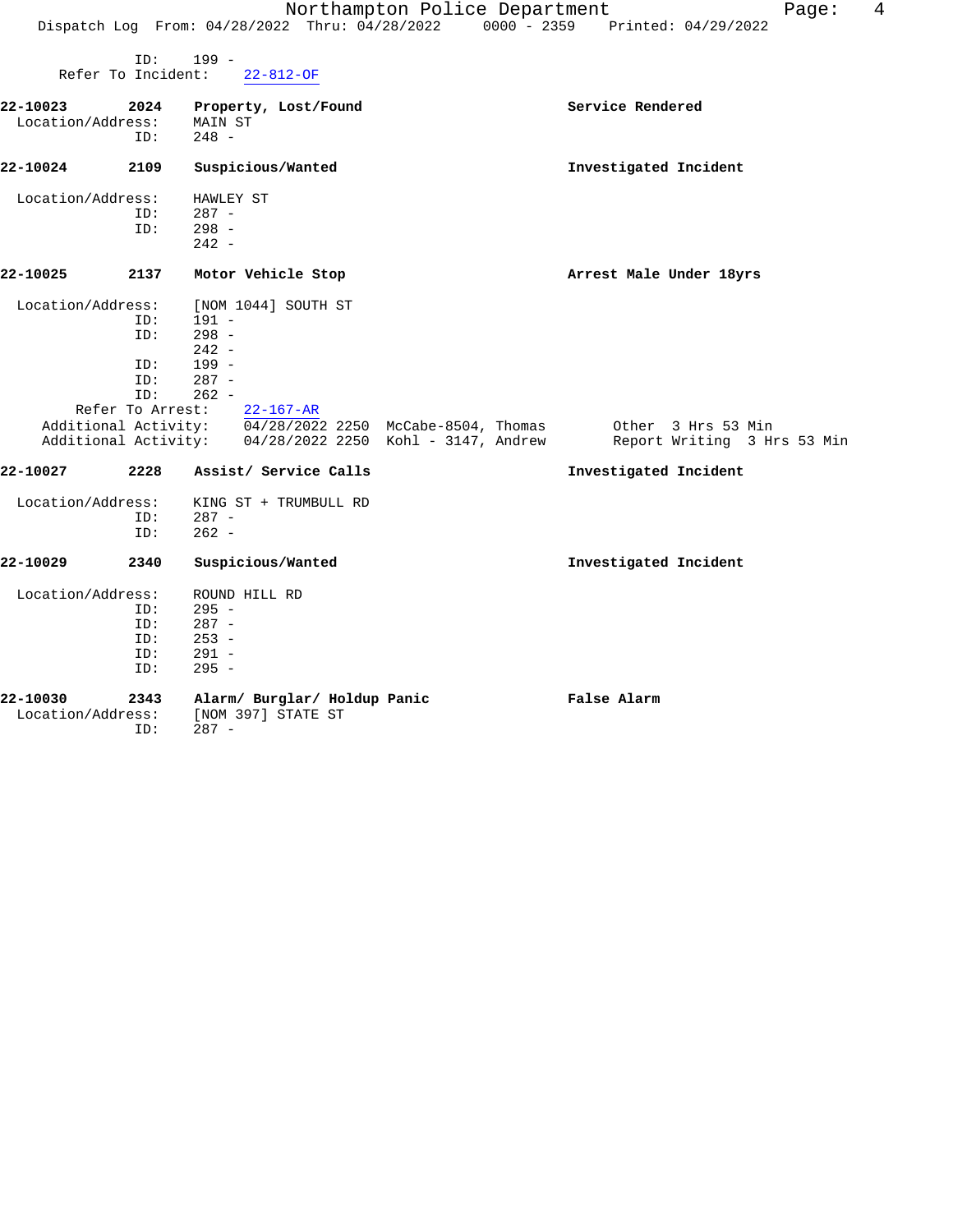ID: 199 -
Refer To Incident: 22-812-OF

**22-10023 2024 Property, Lost/Found** — **Service Rendered**
Location/Address: MAIN ST
ID: 248 -

**22-10024 2109 Suspicious/Wanted** — **Investigated Incident**

Location/Address: HAWLEY ST
ID: 287 -
ID: 298 -
242 -

**22-10025 2137 Motor Vehicle Stop** — **Arrest Male Under 18yrs**

Location/Address: [NOM 1044] SOUTH ST
ID: 191 -
ID: 298 -
242 -
ID: 199 -
ID: 287 -
ID: 262 -
Refer To Arrest: 22-167-AR
Additional Activity: 04/28/2022 2250 McCabe-8504, Thomas Other 3 Hrs 53 Min
Additional Activity: 04/28/2022 2250 Kohl - 3147, Andrew Report Writing 3 Hrs 53 Min

**22-10027 2228 Assist/ Service Calls** — **Investigated Incident**

Location/Address: KING ST + TRUMBULL RD
ID: 287 -
ID: 262 -

**22-10029 2340 Suspicious/Wanted** — **Investigated Incident**

Location/Address: ROUND HILL RD
ID: 295 -
ID: 287 -
ID: 253 -
ID: 291 -
ID: 295 -

**22-10030 2343 Alarm/ Burglar/ Holdup Panic** — **False Alarm**
Location/Address: [NOM 397] STATE ST
ID: 287 -